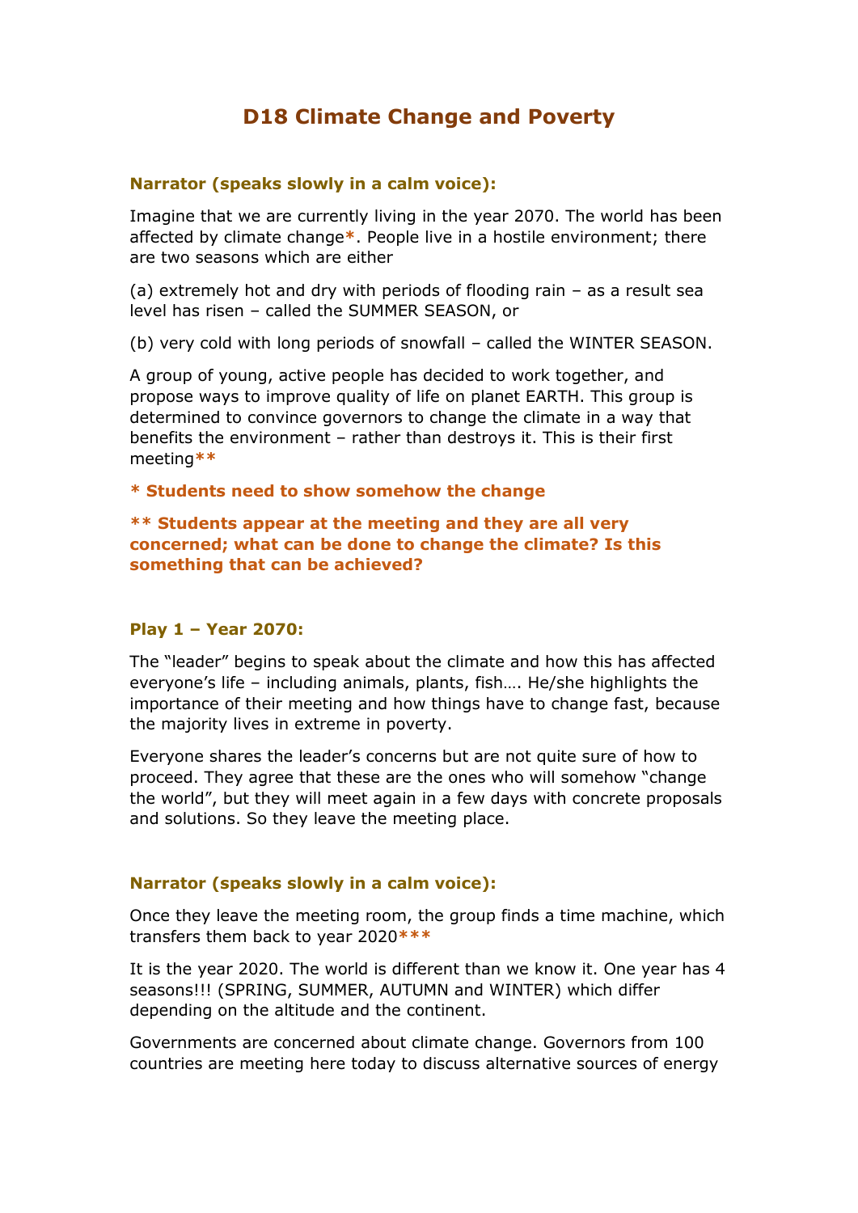# D18 Climate Change and Poverty

**Narrator (speaks slowly in a calm voice):**

Imagine that we are currently living in the year 2070. The world has been affected by climate change**\***. People live in a hostile environment; there are two seasons which are either

(a) extremely hot and dry with periods of flooding rain – as a result sea level has risen – called the SUMMER SEASON, or

(b) very cold with long periods of snowfall – called the WINTER SEASON.

A group of young, active people has decided to work together, and propose ways to improve quality of life on planet EARTH. This group is determined to convince governors to change the climate in a way that benefits the environment – rather than destroys it. This is their first meeting**\*\***

**\* Students need to show somehow the change**

**\*\* Students appear at the meeting and they are all very concerned; what can be done to change the climate? Is this something that can be achieved?**

**Play 1 – Year 2070:**

The “leader” begins to speak about the climate and how this has affected everyone’s life – including animals, plants, fish…. He/she highlights the importance of their meeting and how things have to change fast, because the majority lives in extreme in poverty.

Everyone shares the leader’s concerns but are not quite sure of how to proceed. They agree that these are the ones who will somehow “change the world”, but they will meet again in a few days with concrete proposals and solutions. So they leave the meeting place.

**Narrator (speaks slowly in a calm voice):**

Once they leave the meeting room, the group finds a time machine, which transfers them back to year 2020**\*\*\***

It is the year 2020. The world is different than we know it. One year has 4 seasons!!! (SPRING, SUMMER, AUTUMN and WINTER) which differ depending on the altitude and the continent.

Governments are concerned about climate change. Governors from 100 countries are meeting here today to discuss alternative sources of energy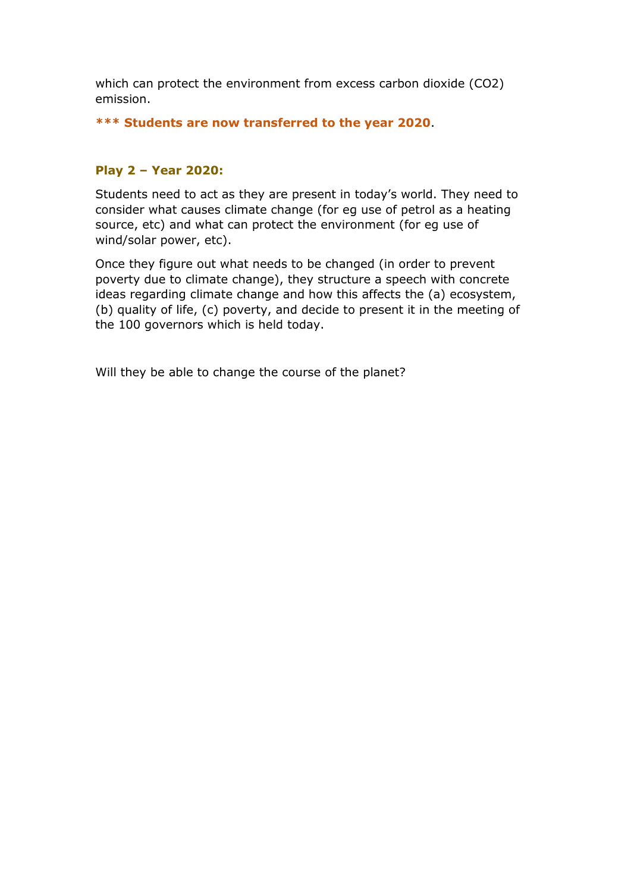which can protect the environment from excess carbon dioxide ($CO_2$) emission.

**\*\*\* Students are now transferred to the year 2020**.

### Play 2 – Year 2020:

Students need to act as they are present in today's world. They need to consider what causes climate change (for eg use of petrol as a heating source, etc) and what can protect the environment (for eg use of wind/solar power, etc).

Once they figure out what needs to be changed (in order to prevent poverty due to climate change), they structure a speech with concrete ideas regarding climate change and how this affects the (a) ecosystem, (b) quality of life, (c) poverty, and decide to present it in the meeting of the 100 governors which is held today.

Will they be able to change the course of the planet?